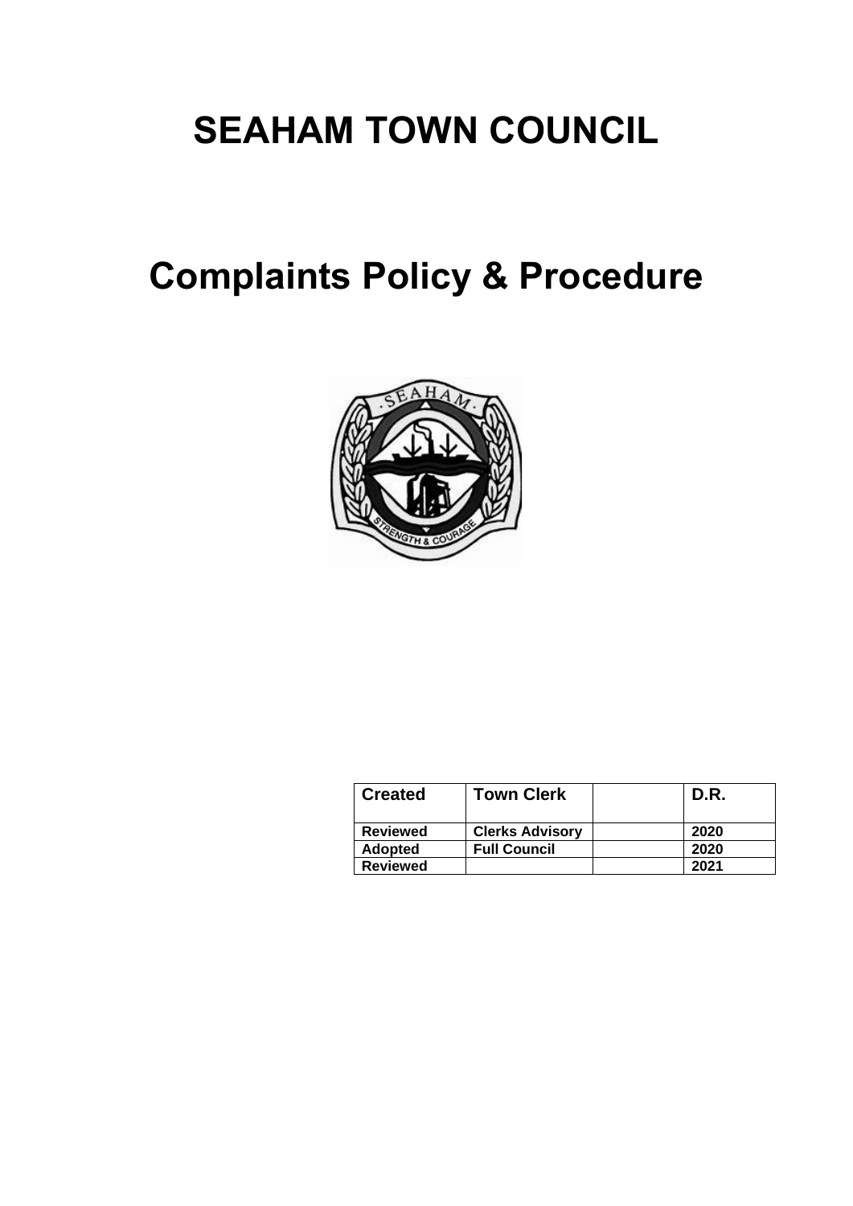# SEAHAM TOWN COUNCIL

# Complaints Policy & Procedure

| Created | Town Clerk | | D.R. |
|---|---|---|---|
| Reviewed | Clerks Advisory | | 2020 |
| Adopted | Full Council | | 2020 |
| Reviewed | | | 2021 |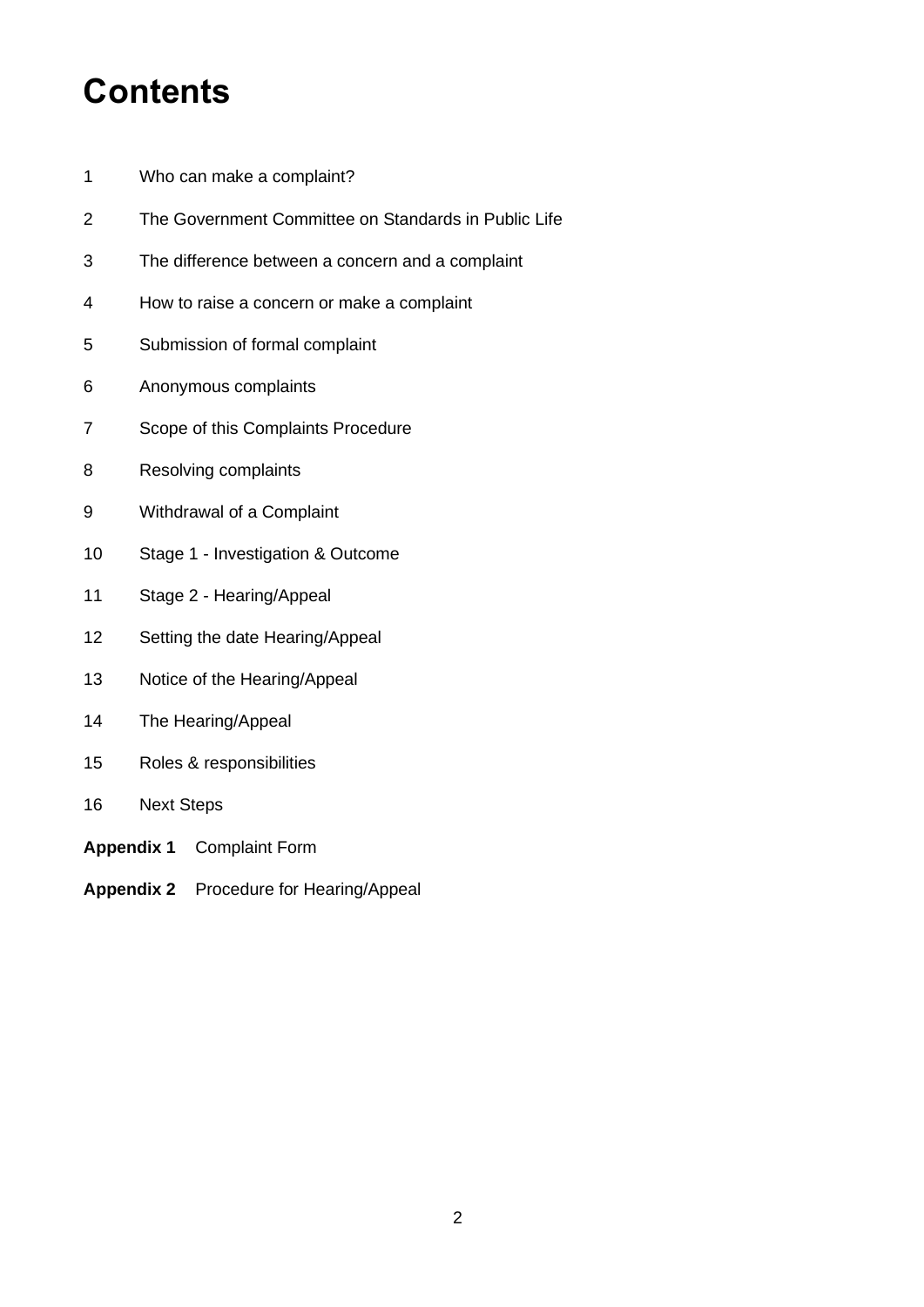# Contents

1 Who can make a complaint?

2 The Government Committee on Standards in Public Life

3 The difference between a concern and a complaint

4 How to raise a concern or make a complaint

5 Submission of formal complaint

6 Anonymous complaints

7 Scope of this Complaints Procedure

8 Resolving complaints

9 Withdrawal of a Complaint

10 Stage 1 - Investigation & Outcome

11 Stage 2 - Hearing/Appeal

12 Setting the date Hearing/Appeal

13 Notice of the Hearing/Appeal

14 The Hearing/Appeal

15 Roles & responsibilities

16 Next Steps

**Appendix 1** Complaint Form

**Appendix 2** Procedure for Hearing/Appeal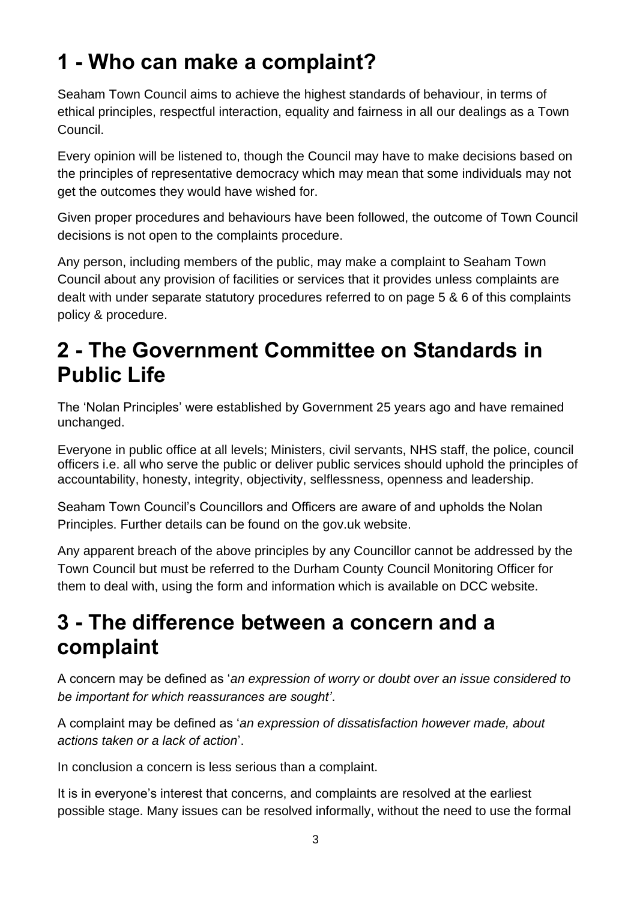## 1 - Who can make a complaint?

Seaham Town Council aims to achieve the highest standards of behaviour, in terms of ethical principles, respectful interaction, equality and fairness in all our dealings as a Town Council.

Every opinion will be listened to, though the Council may have to make decisions based on the principles of representative democracy which may mean that some individuals may not get the outcomes they would have wished for.

Given proper procedures and behaviours have been followed, the outcome of Town Council decisions is not open to the complaints procedure.

Any person, including members of the public, may make a complaint to Seaham Town Council about any provision of facilities or services that it provides unless complaints are dealt with under separate statutory procedures referred to on page 5 & 6 of this complaints policy & procedure.

## 2 - The Government Committee on Standards in Public Life

The 'Nolan Principles' were established by Government 25 years ago and have remained unchanged.

Everyone in public office at all levels; Ministers, civil servants, NHS staff, the police, council officers i.e. all who serve the public or deliver public services should uphold the principles of accountability, honesty, integrity, objectivity, selflessness, openness and leadership.

Seaham Town Council's Councillors and Officers are aware of and upholds the Nolan Principles. Further details can be found on the gov.uk website.

Any apparent breach of the above principles by any Councillor cannot be addressed by the Town Council but must be referred to the Durham County Council Monitoring Officer for them to deal with, using the form and information which is available on DCC website.

## 3 - The difference between a concern and a complaint

A concern may be defined as '*an expression of worry or doubt over an issue considered to be important for which reassurances are sought'*.

A complaint may be defined as '*an expression of dissatisfaction however made, about actions taken or a lack of action*'.

In conclusion a concern is less serious than a complaint.

It is in everyone's interest that concerns, and complaints are resolved at the earliest possible stage. Many issues can be resolved informally, without the need to use the formal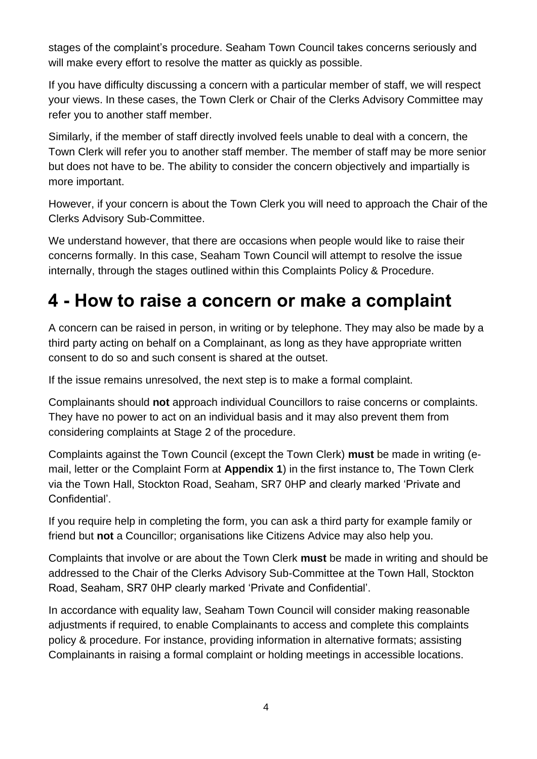stages of the complaint's procedure. Seaham Town Council takes concerns seriously and will make every effort to resolve the matter as quickly as possible.

If you have difficulty discussing a concern with a particular member of staff, we will respect your views. In these cases, the Town Clerk or Chair of the Clerks Advisory Committee may refer you to another staff member.

Similarly, if the member of staff directly involved feels unable to deal with a concern, the Town Clerk will refer you to another staff member. The member of staff may be more senior but does not have to be. The ability to consider the concern objectively and impartially is more important.

However, if your concern is about the Town Clerk you will need to approach the Chair of the Clerks Advisory Sub-Committee.

We understand however, that there are occasions when people would like to raise their concerns formally. In this case, Seaham Town Council will attempt to resolve the issue internally, through the stages outlined within this Complaints Policy & Procedure.

# 4 - How to raise a concern or make a complaint

A concern can be raised in person, in writing or by telephone. They may also be made by a third party acting on behalf on a Complainant, as long as they have appropriate written consent to do so and such consent is shared at the outset.

If the issue remains unresolved, the next step is to make a formal complaint.

Complainants should **not** approach individual Councillors to raise concerns or complaints. They have no power to act on an individual basis and it may also prevent them from considering complaints at Stage 2 of the procedure.

Complaints against the Town Council (except the Town Clerk) **must** be made in writing (e-mail, letter or the Complaint Form at **Appendix 1**) in the first instance to, The Town Clerk via the Town Hall, Stockton Road, Seaham, SR7 0HP and clearly marked 'Private and Confidential'.

If you require help in completing the form, you can ask a third party for example family or friend but **not** a Councillor; organisations like Citizens Advice may also help you.

Complaints that involve or are about the Town Clerk **must** be made in writing and should be addressed to the Chair of the Clerks Advisory Sub-Committee at the Town Hall, Stockton Road, Seaham, SR7 0HP clearly marked 'Private and Confidential'.

In accordance with equality law, Seaham Town Council will consider making reasonable adjustments if required, to enable Complainants to access and complete this complaints policy & procedure. For instance, providing information in alternative formats; assisting Complainants in raising a formal complaint or holding meetings in accessible locations.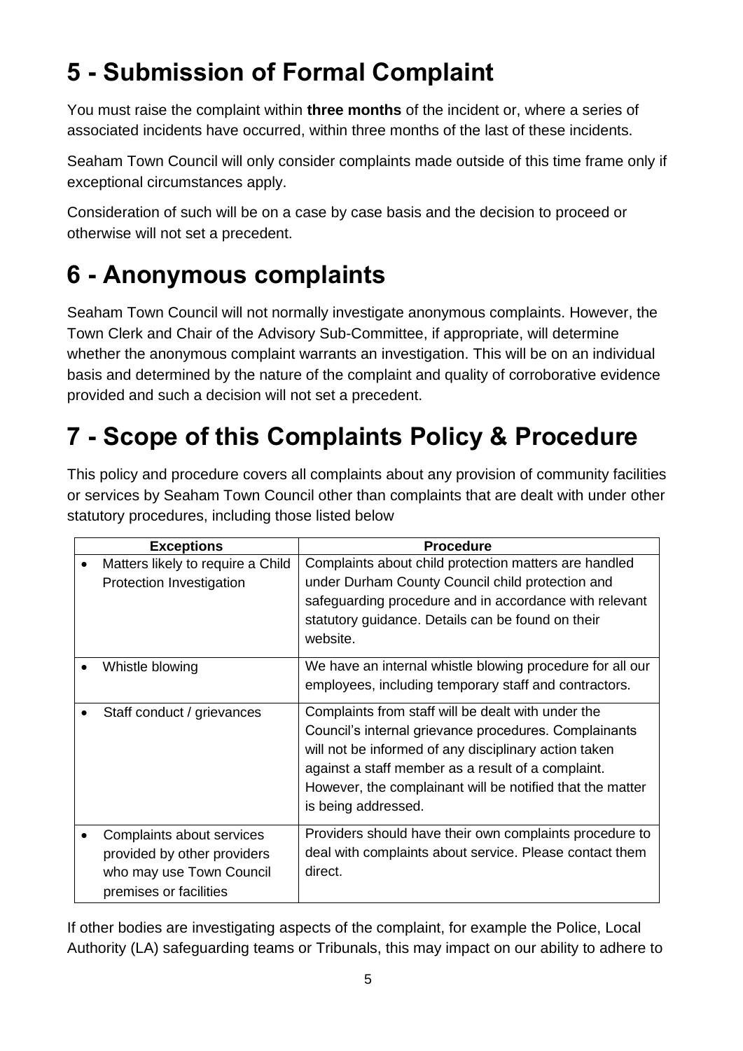# 5 - Submission of Formal Complaint

You must raise the complaint within **three months** of the incident or, where a series of associated incidents have occurred, within three months of the last of these incidents.

Seaham Town Council will only consider complaints made outside of this time frame only if exceptional circumstances apply.

Consideration of such will be on a case by case basis and the decision to proceed or otherwise will not set a precedent.

# 6 - Anonymous complaints

Seaham Town Council will not normally investigate anonymous complaints. However, the Town Clerk and Chair of the Advisory Sub-Committee, if appropriate, will determine whether the anonymous complaint warrants an investigation. This will be on an individual basis and determined by the nature of the complaint and quality of corroborative evidence provided and such a decision will not set a precedent.

# 7 - Scope of this Complaints Policy & Procedure

This policy and procedure covers all complaints about any provision of community facilities or services by Seaham Town Council other than complaints that are dealt with under other statutory procedures, including those listed below

| Exceptions | Procedure |
|---|---|
| • Matters likely to require a Child Protection Investigation | Complaints about child protection matters are handled under Durham County Council child protection and safeguarding procedure and in accordance with relevant statutory guidance. Details can be found on their website. |
| • Whistle blowing | We have an internal whistle blowing procedure for all our employees, including temporary staff and contractors. |
| • Staff conduct / grievances | Complaints from staff will be dealt with under the Council's internal grievance procedures. Complainants will not be informed of any disciplinary action taken against a staff member as a result of a complaint. However, the complainant will be notified that the matter is being addressed. |
| • Complaints about services provided by other providers who may use Town Council premises or facilities | Providers should have their own complaints procedure to deal with complaints about service. Please contact them direct. |

If other bodies are investigating aspects of the complaint, for example the Police, Local Authority (LA) safeguarding teams or Tribunals, this may impact on our ability to adhere to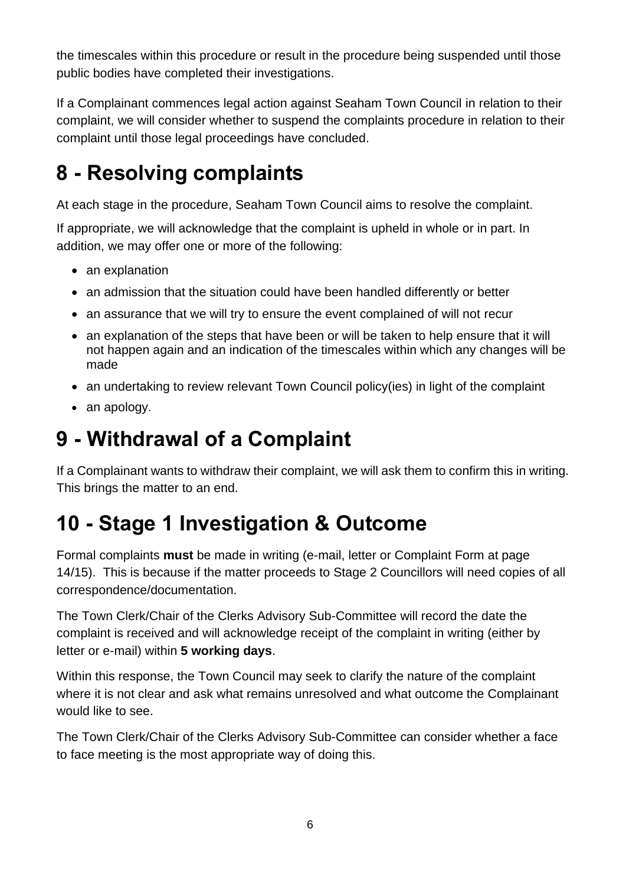the timescales within this procedure or result in the procedure being suspended until those public bodies have completed their investigations.

If a Complainant commences legal action against Seaham Town Council in relation to their complaint, we will consider whether to suspend the complaints procedure in relation to their complaint until those legal proceedings have concluded.

# 8 - Resolving complaints

At each stage in the procedure, Seaham Town Council aims to resolve the complaint.

If appropriate, we will acknowledge that the complaint is upheld in whole or in part. In addition, we may offer one or more of the following:

- an explanation
- an admission that the situation could have been handled differently or better
- an assurance that we will try to ensure the event complained of will not recur
- an explanation of the steps that have been or will be taken to help ensure that it will not happen again and an indication of the timescales within which any changes will be made
- an undertaking to review relevant Town Council policy(ies) in light of the complaint
- an apology.

# 9 - Withdrawal of a Complaint

If a Complainant wants to withdraw their complaint, we will ask them to confirm this in writing. This brings the matter to an end.

# 10 - Stage 1 Investigation & Outcome

Formal complaints **must** be made in writing (e-mail, letter or Complaint Form at page 14/15). This is because if the matter proceeds to Stage 2 Councillors will need copies of all correspondence/documentation.

The Town Clerk/Chair of the Clerks Advisory Sub-Committee will record the date the complaint is received and will acknowledge receipt of the complaint in writing (either by letter or e-mail) within **5 working days**.

Within this response, the Town Council may seek to clarify the nature of the complaint where it is not clear and ask what remains unresolved and what outcome the Complainant would like to see.

The Town Clerk/Chair of the Clerks Advisory Sub-Committee can consider whether a face to face meeting is the most appropriate way of doing this.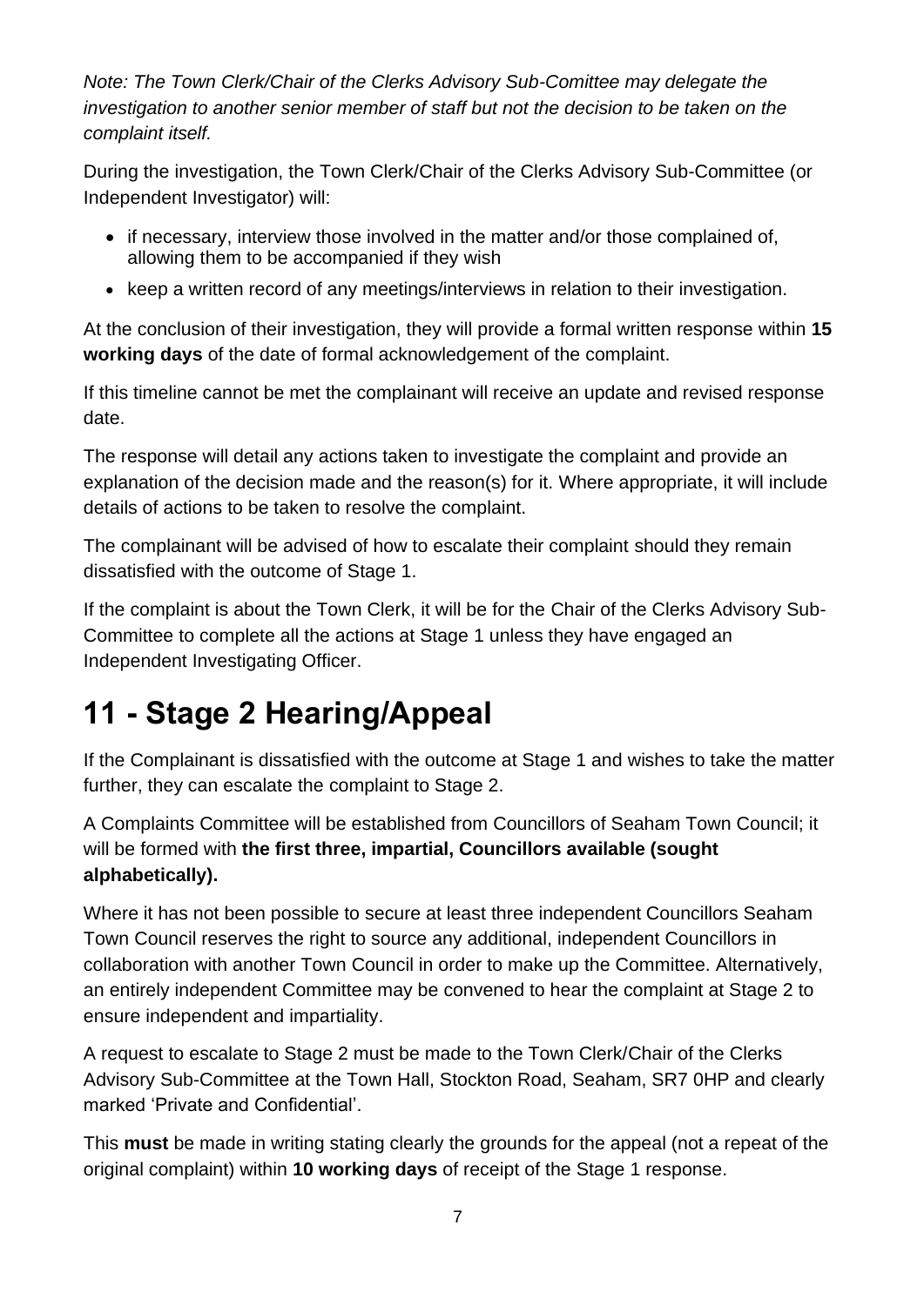*Note: The Town Clerk/Chair of the Clerks Advisory Sub-Comittee may delegate the investigation to another senior member of staff but not the decision to be taken on the complaint itself.*

During the investigation, the Town Clerk/Chair of the Clerks Advisory Sub-Committee (or Independent Investigator) will:

- if necessary, interview those involved in the matter and/or those complained of, allowing them to be accompanied if they wish
- keep a written record of any meetings/interviews in relation to their investigation.

At the conclusion of their investigation, they will provide a formal written response within **15 working days** of the date of formal acknowledgement of the complaint.

If this timeline cannot be met the complainant will receive an update and revised response date.

The response will detail any actions taken to investigate the complaint and provide an explanation of the decision made and the reason(s) for it. Where appropriate, it will include details of actions to be taken to resolve the complaint.

The complainant will be advised of how to escalate their complaint should they remain dissatisfied with the outcome of Stage 1.

If the complaint is about the Town Clerk, it will be for the Chair of the Clerks Advisory Sub-Committee to complete all the actions at Stage 1 unless they have engaged an Independent Investigating Officer.

# 11 - Stage 2 Hearing/Appeal

If the Complainant is dissatisfied with the outcome at Stage 1 and wishes to take the matter further, they can escalate the complaint to Stage 2.

A Complaints Committee will be established from Councillors of Seaham Town Council; it will be formed with **the first three, impartial, Councillors available (sought alphabetically).**

Where it has not been possible to secure at least three independent Councillors Seaham Town Council reserves the right to source any additional, independent Councillors in collaboration with another Town Council in order to make up the Committee. Alternatively, an entirely independent Committee may be convened to hear the complaint at Stage 2 to ensure independent and impartiality.

A request to escalate to Stage 2 must be made to the Town Clerk/Chair of the Clerks Advisory Sub-Committee at the Town Hall, Stockton Road, Seaham, SR7 0HP and clearly marked 'Private and Confidential'.

This **must** be made in writing stating clearly the grounds for the appeal (not a repeat of the original complaint) within **10 working days** of receipt of the Stage 1 response.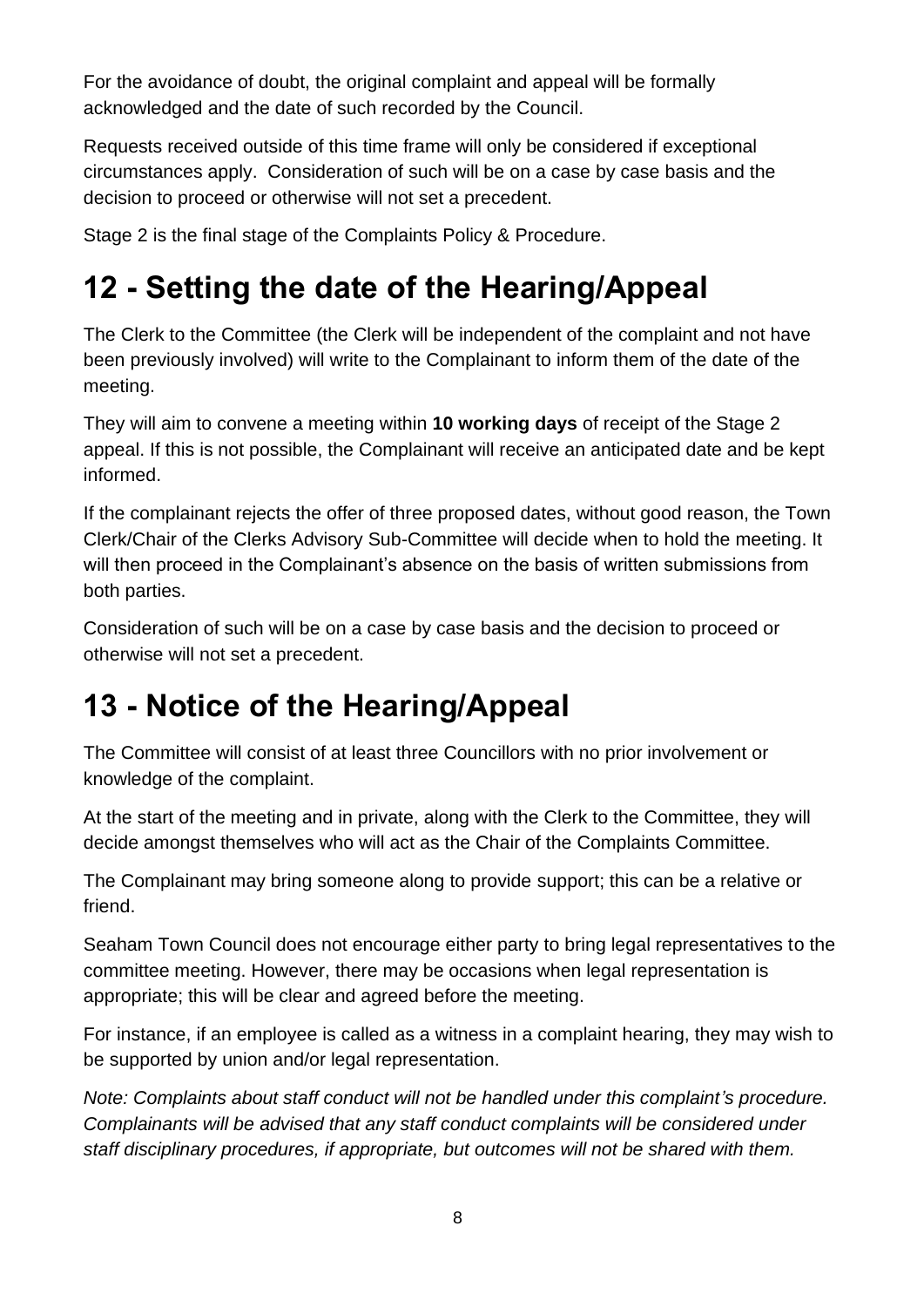For the avoidance of doubt, the original complaint and appeal will be formally acknowledged and the date of such recorded by the Council.

Requests received outside of this time frame will only be considered if exceptional circumstances apply. Consideration of such will be on a case by case basis and the decision to proceed or otherwise will not set a precedent.

Stage 2 is the final stage of the Complaints Policy & Procedure.

# 12 - Setting the date of the Hearing/Appeal

The Clerk to the Committee (the Clerk will be independent of the complaint and not have been previously involved) will write to the Complainant to inform them of the date of the meeting.

They will aim to convene a meeting within **10 working days** of receipt of the Stage 2 appeal. If this is not possible, the Complainant will receive an anticipated date and be kept informed.

If the complainant rejects the offer of three proposed dates, without good reason, the Town Clerk/Chair of the Clerks Advisory Sub-Committee will decide when to hold the meeting. It will then proceed in the Complainant's absence on the basis of written submissions from both parties.

Consideration of such will be on a case by case basis and the decision to proceed or otherwise will not set a precedent.

# 13 - Notice of the Hearing/Appeal

The Committee will consist of at least three Councillors with no prior involvement or knowledge of the complaint.

At the start of the meeting and in private, along with the Clerk to the Committee, they will decide amongst themselves who will act as the Chair of the Complaints Committee.

The Complainant may bring someone along to provide support; this can be a relative or friend.

Seaham Town Council does not encourage either party to bring legal representatives to the committee meeting. However, there may be occasions when legal representation is appropriate; this will be clear and agreed before the meeting.

For instance, if an employee is called as a witness in a complaint hearing, they may wish to be supported by union and/or legal representation.

*Note: Complaints about staff conduct will not be handled under this complaint's procedure. Complainants will be advised that any staff conduct complaints will be considered under staff disciplinary procedures, if appropriate, but outcomes will not be shared with them.*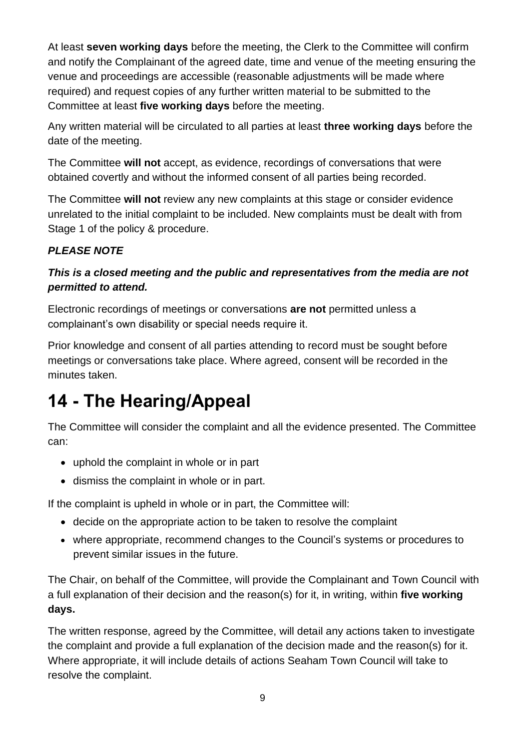At least **seven working days** before the meeting, the Clerk to the Committee will confirm and notify the Complainant of the agreed date, time and venue of the meeting ensuring the venue and proceedings are accessible (reasonable adjustments will be made where required) and request copies of any further written material to be submitted to the Committee at least **five working days** before the meeting.

Any written material will be circulated to all parties at least **three working days** before the date of the meeting.

The Committee **will not** accept, as evidence, recordings of conversations that were obtained covertly and without the informed consent of all parties being recorded.

The Committee **will not** review any new complaints at this stage or consider evidence unrelated to the initial complaint to be included. New complaints must be dealt with from Stage 1 of the policy & procedure.

***PLEASE NOTE***

***This is a closed meeting and the public and representatives from the media are not permitted to attend.***

Electronic recordings of meetings or conversations **are not** permitted unless a complainant's own disability or special needs require it.

Prior knowledge and consent of all parties attending to record must be sought before meetings or conversations take place. Where agreed, consent will be recorded in the minutes taken.

# 14 - The Hearing/Appeal

The Committee will consider the complaint and all the evidence presented. The Committee can:

- uphold the complaint in whole or in part
- dismiss the complaint in whole or in part.

If the complaint is upheld in whole or in part, the Committee will:

- decide on the appropriate action to be taken to resolve the complaint
- where appropriate, recommend changes to the Council's systems or procedures to prevent similar issues in the future.

The Chair, on behalf of the Committee, will provide the Complainant and Town Council with a full explanation of their decision and the reason(s) for it, in writing, within **five working days.**

The written response, agreed by the Committee, will detail any actions taken to investigate the complaint and provide a full explanation of the decision made and the reason(s) for it. Where appropriate, it will include details of actions Seaham Town Council will take to resolve the complaint.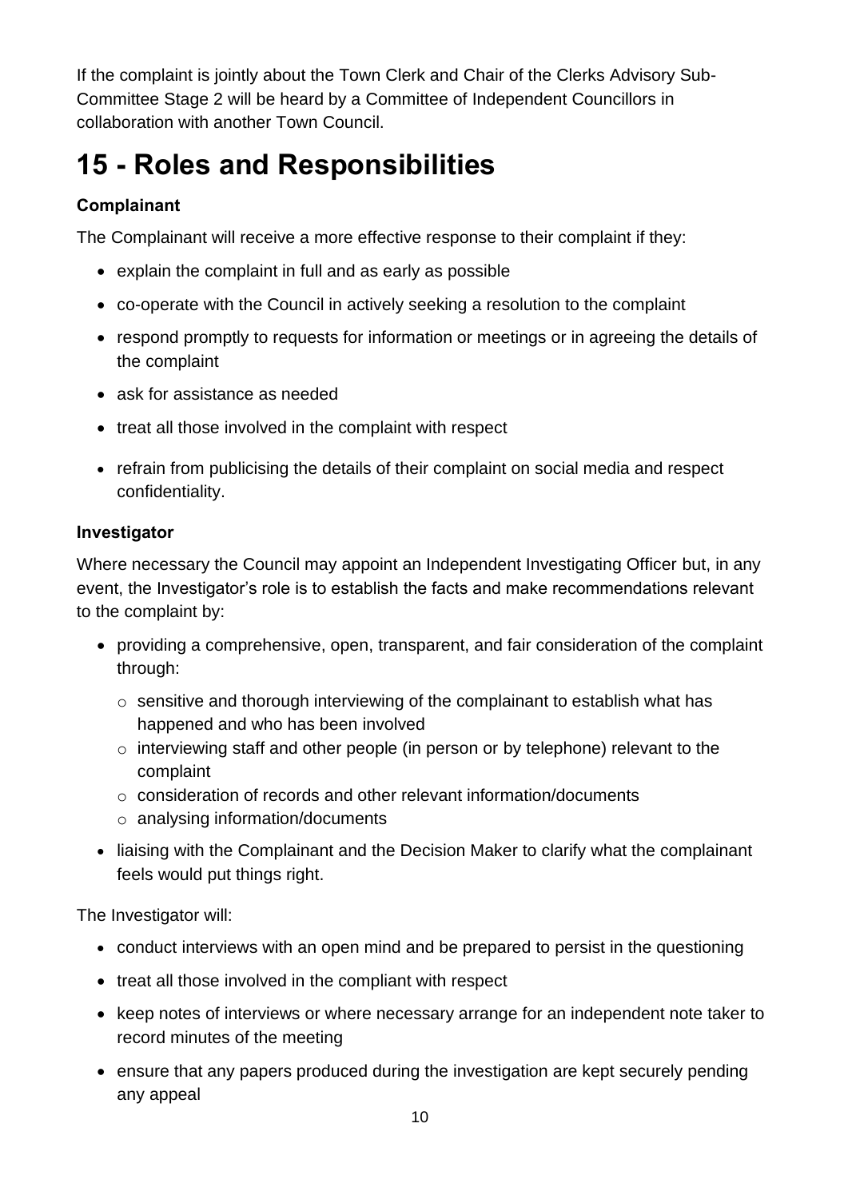If the complaint is jointly about the Town Clerk and Chair of the Clerks Advisory Sub-Committee Stage 2 will be heard by a Committee of Independent Councillors in collaboration with another Town Council.

# 15 - Roles and Responsibilities

**Complainant**

The Complainant will receive a more effective response to their complaint if they:

- explain the complaint in full and as early as possible
- co-operate with the Council in actively seeking a resolution to the complaint
- respond promptly to requests for information or meetings or in agreeing the details of the complaint
- ask for assistance as needed
- treat all those involved in the complaint with respect
- refrain from publicising the details of their complaint on social media and respect confidentiality.

**Investigator**

Where necessary the Council may appoint an Independent Investigating Officer but, in any event, the Investigator's role is to establish the facts and make recommendations relevant to the complaint by:

- providing a comprehensive, open, transparent, and fair consideration of the complaint through:
  - sensitive and thorough interviewing of the complainant to establish what has happened and who has been involved
  - interviewing staff and other people (in person or by telephone) relevant to the complaint
  - consideration of records and other relevant information/documents
  - analysing information/documents
- liaising with the Complainant and the Decision Maker to clarify what the complainant feels would put things right.

The Investigator will:

- conduct interviews with an open mind and be prepared to persist in the questioning
- treat all those involved in the compliant with respect
- keep notes of interviews or where necessary arrange for an independent note taker to record minutes of the meeting
- ensure that any papers produced during the investigation are kept securely pending any appeal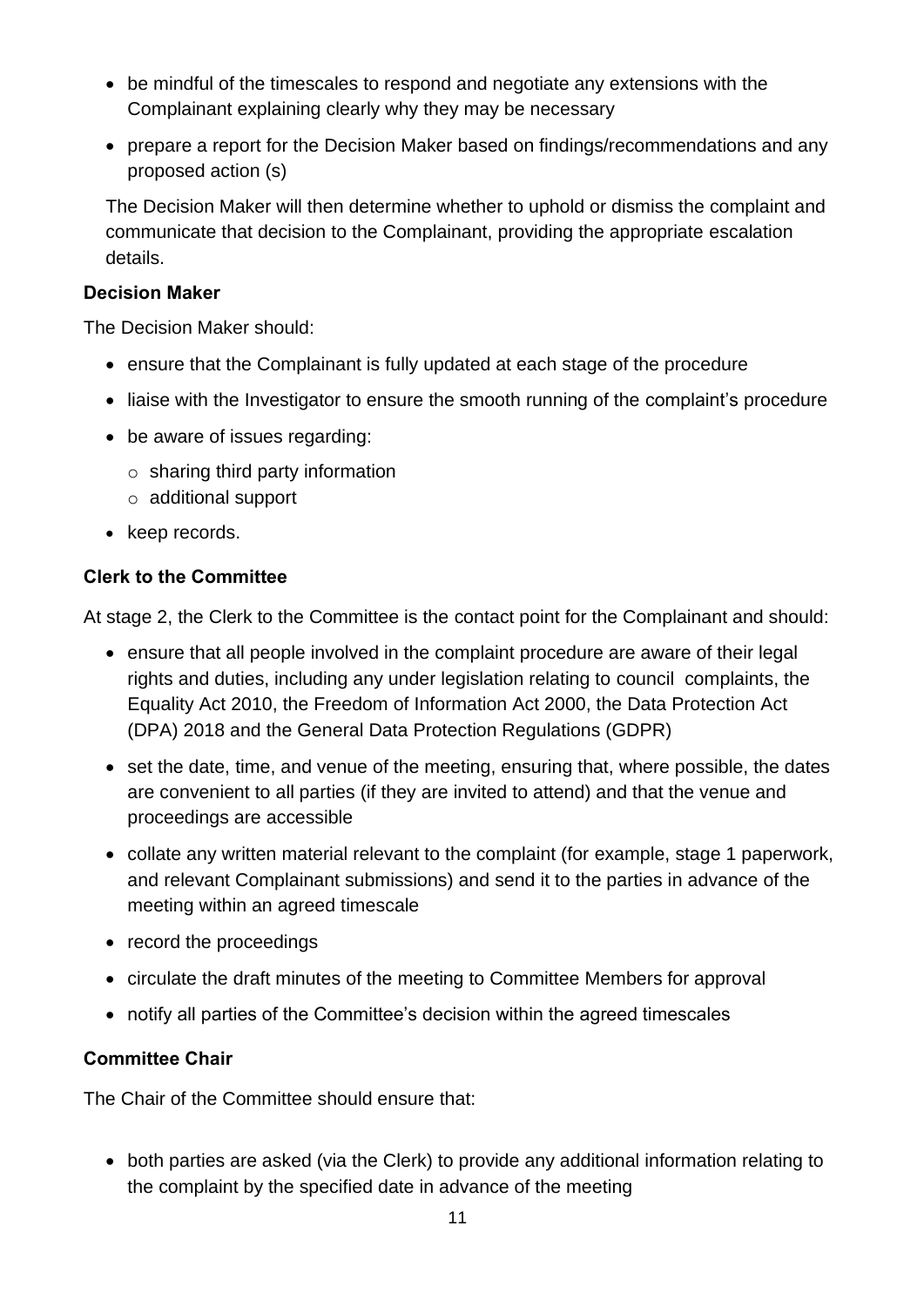- be mindful of the timescales to respond and negotiate any extensions with the Complainant explaining clearly why they may be necessary
- prepare a report for the Decision Maker based on findings/recommendations and any proposed action (s)

The Decision Maker will then determine whether to uphold or dismiss the complaint and communicate that decision to the Complainant, providing the appropriate escalation details.

**Decision Maker**

The Decision Maker should:

- ensure that the Complainant is fully updated at each stage of the procedure
- liaise with the Investigator to ensure the smooth running of the complaint's procedure
- be aware of issues regarding:
  - sharing third party information
  - additional support
- keep records.

**Clerk to the Committee**

At stage 2, the Clerk to the Committee is the contact point for the Complainant and should:

- ensure that all people involved in the complaint procedure are aware of their legal rights and duties, including any under legislation relating to council complaints, the Equality Act 2010, the Freedom of Information Act 2000, the Data Protection Act (DPA) 2018 and the General Data Protection Regulations (GDPR)
- set the date, time, and venue of the meeting, ensuring that, where possible, the dates are convenient to all parties (if they are invited to attend) and that the venue and proceedings are accessible
- collate any written material relevant to the complaint (for example, stage 1 paperwork, and relevant Complainant submissions) and send it to the parties in advance of the meeting within an agreed timescale
- record the proceedings
- circulate the draft minutes of the meeting to Committee Members for approval
- notify all parties of the Committee's decision within the agreed timescales

**Committee Chair**

The Chair of the Committee should ensure that:

- both parties are asked (via the Clerk) to provide any additional information relating to the complaint by the specified date in advance of the meeting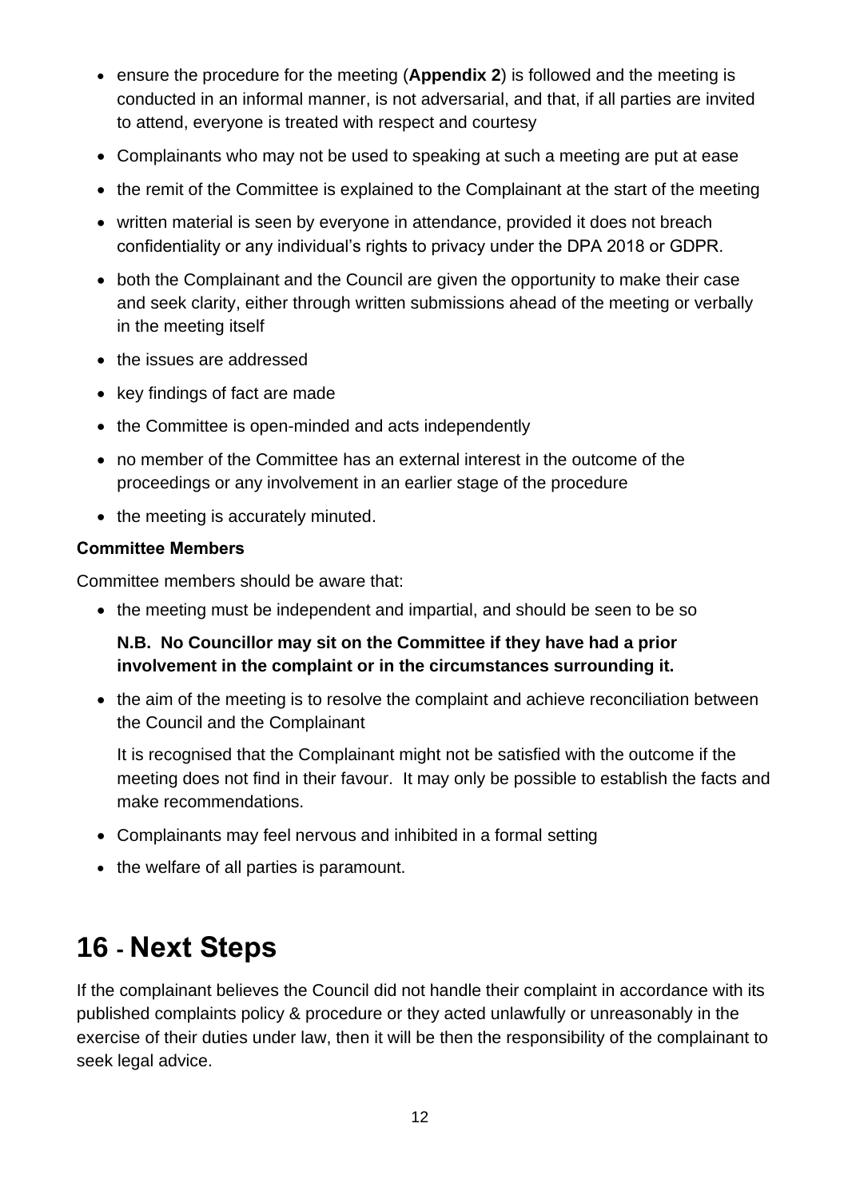- ensure the procedure for the meeting (**Appendix 2**) is followed and the meeting is conducted in an informal manner, is not adversarial, and that, if all parties are invited to attend, everyone is treated with respect and courtesy
- Complainants who may not be used to speaking at such a meeting are put at ease
- the remit of the Committee is explained to the Complainant at the start of the meeting
- written material is seen by everyone in attendance, provided it does not breach confidentiality or any individual's rights to privacy under the DPA 2018 or GDPR.
- both the Complainant and the Council are given the opportunity to make their case and seek clarity, either through written submissions ahead of the meeting or verbally in the meeting itself
- the issues are addressed
- key findings of fact are made
- the Committee is open-minded and acts independently
- no member of the Committee has an external interest in the outcome of the proceedings or any involvement in an earlier stage of the procedure
- the meeting is accurately minuted.

**Committee Members**

Committee members should be aware that:

- the meeting must be independent and impartial, and should be seen to be so

  **N.B. No Councillor may sit on the Committee if they have had a prior involvement in the complaint or in the circumstances surrounding it.**

- the aim of the meeting is to resolve the complaint and achieve reconciliation between the Council and the Complainant

  It is recognised that the Complainant might not be satisfied with the outcome if the meeting does not find in their favour. It may only be possible to establish the facts and make recommendations.

- Complainants may feel nervous and inhibited in a formal setting
- the welfare of all parties is paramount.

# 16 - Next Steps

If the complainant believes the Council did not handle their complaint in accordance with its published complaints policy & procedure or they acted unlawfully or unreasonably in the exercise of their duties under law, then it will be then the responsibility of the complainant to seek legal advice.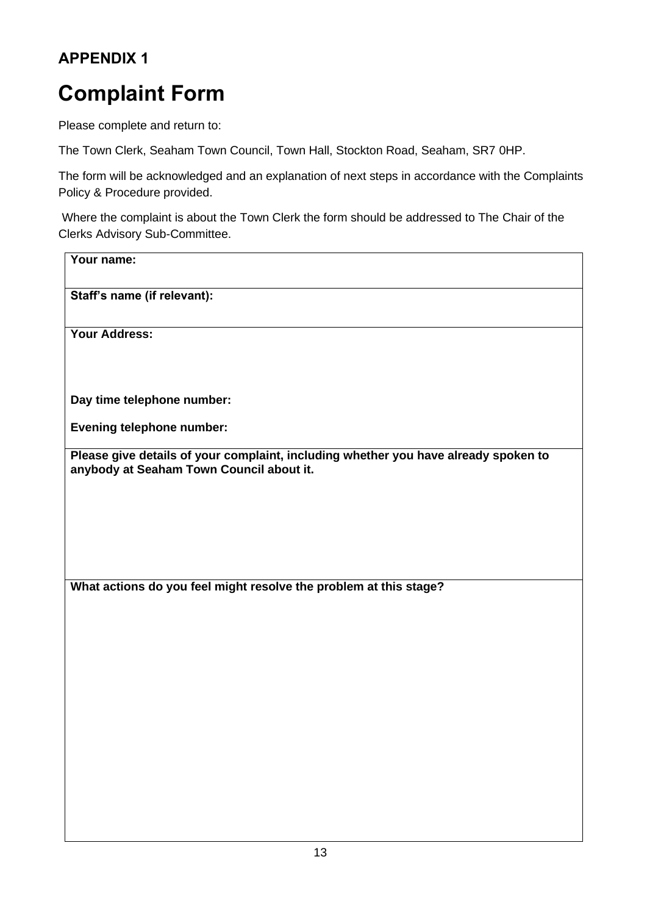## APPENDIX 1

# Complaint Form

Please complete and return to:

The Town Clerk, Seaham Town Council, Town Hall, Stockton Road, Seaham, SR7 0HP.

The form will be acknowledged and an explanation of next steps in accordance with the Complaints Policy & Procedure provided.

Where the complaint is about the Town Clerk the form should be addressed to The Chair of the Clerks Advisory Sub-Committee.

| **Your name:** |
|---|
| **Staff's name (if relevant):** |
| **Your Address:**<br><br><br>**Day time telephone number:**<br><br>**Evening telephone number:** |
| **Please give details of your complaint, including whether you have already spoken to anybody at Seaham Town Council about it.** |
| **What actions do you feel might resolve the problem at this stage?** |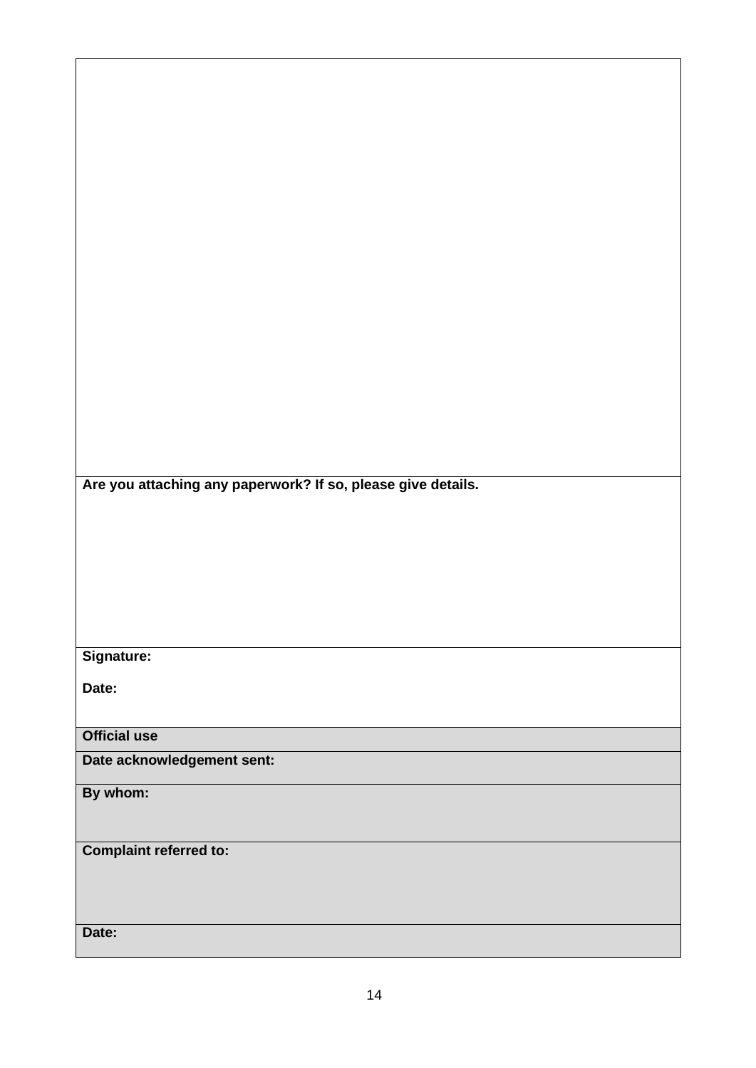| |
|---|
| |
| **Are you attaching any paperwork? If so, please give details.** |
| **Signature:**<br><br>**Date:** |
| **Official use** |
| **Date acknowledgement sent:** |
| **By whom:** |
| **Complaint referred to:** |
| **Date:** |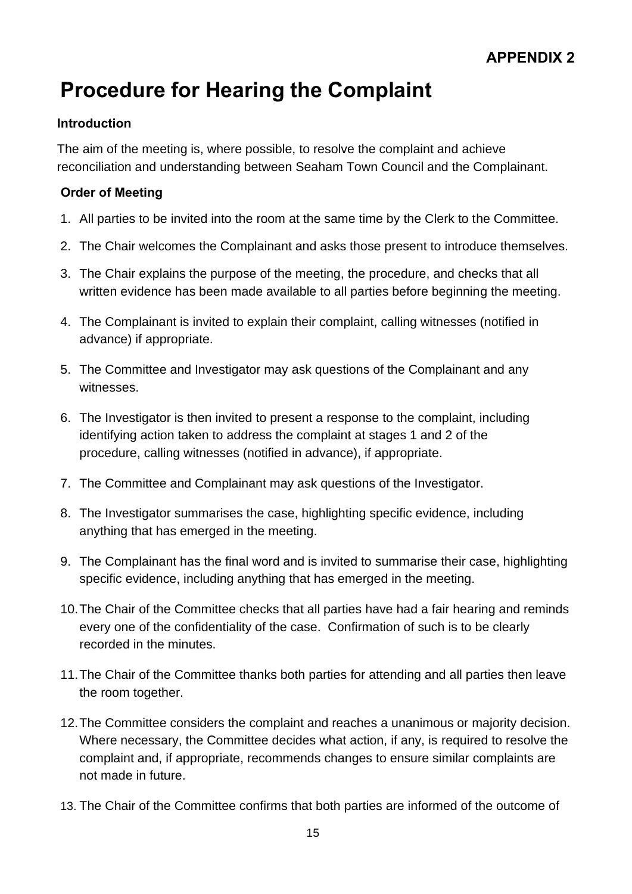**APPENDIX 2**

# Procedure for Hearing the Complaint

### Introduction

The aim of the meeting is, where possible, to resolve the complaint and achieve reconciliation and understanding between Seaham Town Council and the Complainant.

### Order of Meeting

1. All parties to be invited into the room at the same time by the Clerk to the Committee.
2. The Chair welcomes the Complainant and asks those present to introduce themselves.
3. The Chair explains the purpose of the meeting, the procedure, and checks that all written evidence has been made available to all parties before beginning the meeting.
4. The Complainant is invited to explain their complaint, calling witnesses (notified in advance) if appropriate.
5. The Committee and Investigator may ask questions of the Complainant and any witnesses.
6. The Investigator is then invited to present a response to the complaint, including identifying action taken to address the complaint at stages 1 and 2 of the procedure, calling witnesses (notified in advance), if appropriate.
7. The Committee and Complainant may ask questions of the Investigator.
8. The Investigator summarises the case, highlighting specific evidence, including anything that has emerged in the meeting.
9. The Complainant has the final word and is invited to summarise their case, highlighting specific evidence, including anything that has emerged in the meeting.
10. The Chair of the Committee checks that all parties have had a fair hearing and reminds every one of the confidentiality of the case. Confirmation of such is to be clearly recorded in the minutes.
11. The Chair of the Committee thanks both parties for attending and all parties then leave the room together.
12. The Committee considers the complaint and reaches a unanimous or majority decision. Where necessary, the Committee decides what action, if any, is required to resolve the complaint and, if appropriate, recommends changes to ensure similar complaints are not made in future.
13. The Chair of the Committee confirms that both parties are informed of the outcome of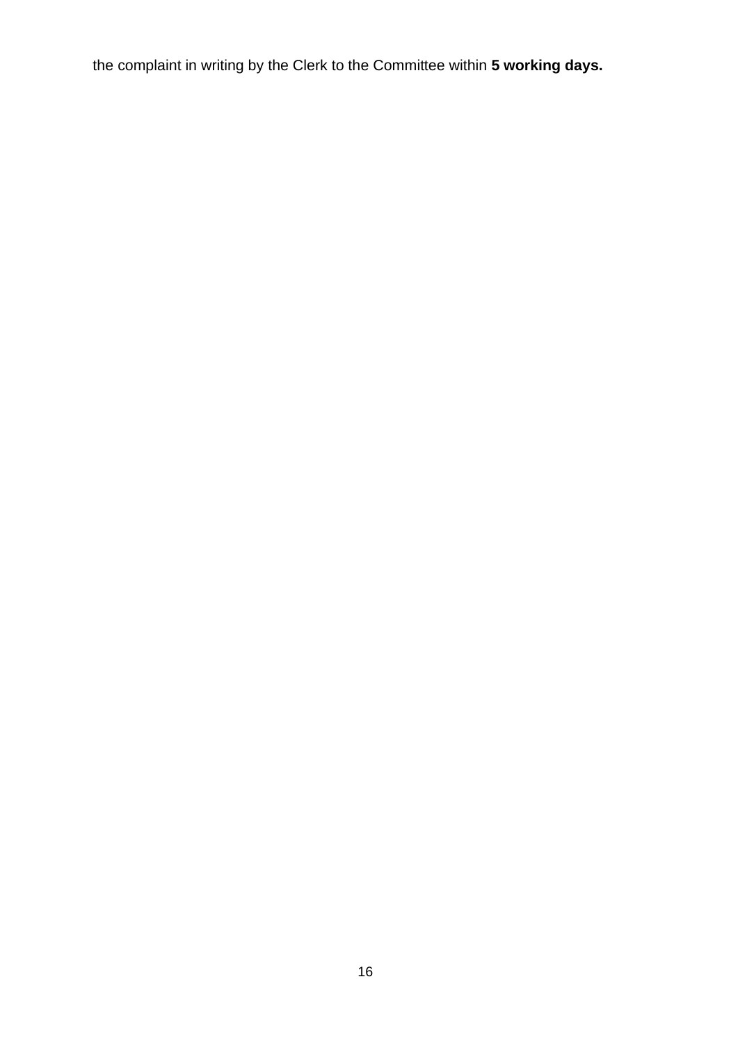the complaint in writing by the Clerk to the Committee within **5 working days.**